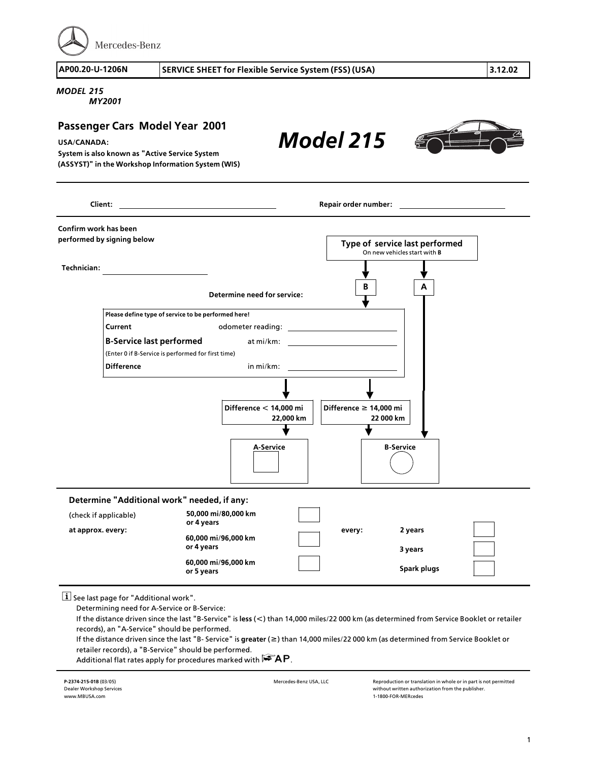Mercedes-Benz

| AP00.20-U-1206N | SERVICE SHEET for Flexible Service System (FSS) (USA) | 3.12.02 |
| --- | --- | --- |

*MODEL 215*
*MY2001*

## Passenger Cars Model Year 2001

**USA/CANADA:**
**System is also known as "Active Service System (ASSYST)" in the Workshop Information System (WIS)**

# *Model 215*

**Client:** ______________________ **Repair order number:** ______________________

**Confirm work has been performed by signing below**

**Technician:** ______________________

**Type of service last performed**
On new vehicles start with **B**

**B** | **A**

**Determine need for service:**

**Please define type of service to be performed here!**

| | | |
| --- | --- | --- |
| **Current** | odometer reading: | ______________ |
| **B-Service last performed** | at mi/km: | ______________ |
| (Enter 0 if B-Service is performed for first time) | | |
| **Difference** | in mi/km: | ______________ |

| Difference < 14,000 mi / 22,000 km | Difference ≥ 14,000 mi / 22 000 km |
| --- | --- |
| **A-Service** ☐ | **B-Service** ○ |

(Type of service last performed **A** → **B-Service**)

### Determine "Additional work" needed, if any:

| (check if applicable) | | | | | |
| --- | --- | --- | --- | --- | --- |
| **at approx. every:** | **50,000 mi/80,000 km or 4 years** | ☐ | **every:** | **2 years** | ☐ |
| | **60,000 mi/96,000 km or 4 years** | ☐ | | **3 years** | ☐ |
| | **60,000 mi/96,000 km or 5 years** | ☐ | | **Spark plugs** | ☐ |

ℹ See last page for "Additional work".
Determining need for A-Service or B-Service:
If the distance driven since the last "B-Service" is **less** (<) than 14,000 miles/22 000 km (as determined from Service Booklet or retailer records), an "A-Service" should be performed.
If the distance driven since the last "B- Service" is **greater** (≥) than 14,000 miles/22 000 km (as determined from Service Booklet or retailer records), a "B-Service" should be performed.
Additional flat rates apply for procedures marked with ☞AP.

**P-2374-215-01B** (03/05)
Dealer Workshop Services
www.MBUSA.com

Mercedes-Benz USA, LLC

Reproduction or translation in whole or in part is not permitted without written authorization from the publisher.
1-1800-FOR-MERcedes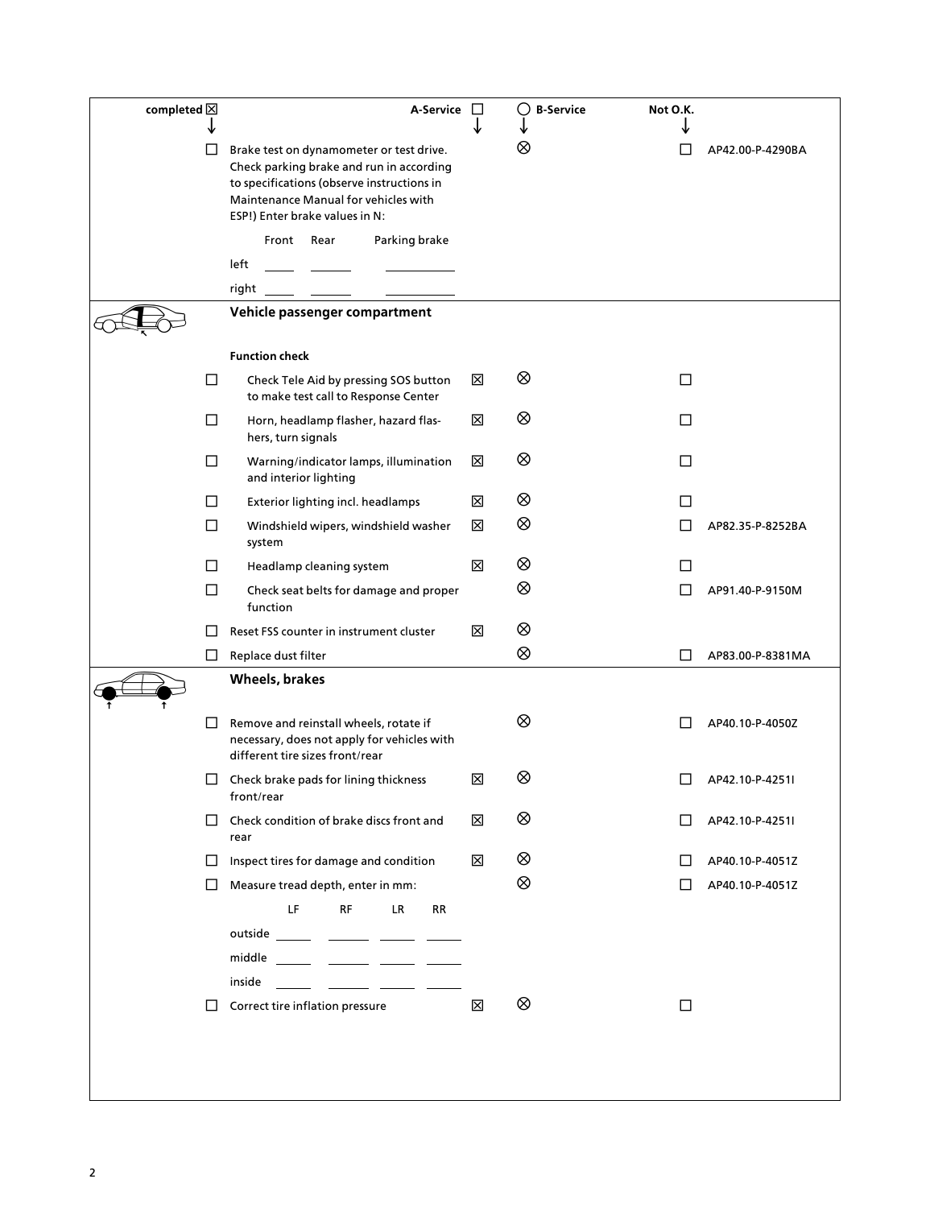| completed ☒ | | A-Service ☐ | ◯ B-Service | Not O.K. | |
|---|---|---|---|---|---|
| ☐ | Brake test on dynamometer or test drive. Check parking brake and run in according to specifications (observe instructions in Maintenance Manual for vehicles with ESP!) Enter brake values in N: | | ⊗ | ☐ | AP42.00-P-4290BA |

| | Front | Rear | Parking brake |
|---|---|---|---|
| left | ____ | ____ | ____ |
| right | ____ | ____ | ____ |

## Vehicle passenger compartment

**Function check**

| completed | | A-Service | B-Service | Not O.K. | |
|---|---|---|---|---|---|
| ☐ | Check Tele Aid by pressing SOS button to make test call to Response Center | ☒ | ⊗ | ☐ | |
| ☐ | Horn, headlamp flasher, hazard flashers, turn signals | ☒ | ⊗ | ☐ | |
| ☐ | Warning/indicator lamps, illumination and interior lighting | ☒ | ⊗ | ☐ | |
| ☐ | Exterior lighting incl. headlamps | ☒ | ⊗ | ☐ | |
| ☐ | Windshield wipers, windshield washer system | ☒ | ⊗ | ☐ | AP82.35-P-8252BA |
| ☐ | Headlamp cleaning system | ☒ | ⊗ | ☐ | |
| ☐ | Check seat belts for damage and proper function | | ⊗ | ☐ | AP91.40-P-9150M |
| ☐ | Reset FSS counter in instrument cluster | ☒ | ⊗ | | |
| ☐ | Replace dust filter | | ⊗ | ☐ | AP83.00-P-8381MA |

## Wheels, brakes

| completed | | A-Service | B-Service | Not O.K. | |
|---|---|---|---|---|---|
| ☐ | Remove and reinstall wheels, rotate if necessary, does not apply for vehicles with different tire sizes front/rear | | ⊗ | ☐ | AP40.10-P-4050Z |
| ☐ | Check brake pads for lining thickness front/rear | ☒ | ⊗ | ☐ | AP42.10-P-4251I |
| ☐ | Check condition of brake discs front and rear | ☒ | ⊗ | ☐ | AP42.10-P-4251I |
| ☐ | Inspect tires for damage and condition | ☒ | ⊗ | ☐ | AP40.10-P-4051Z |
| ☐ | Measure tread depth, enter in mm: | | ⊗ | ☐ | AP40.10-P-4051Z |

| | LF | RF | LR | RR |
|---|---|---|---|---|
| outside | ____ | ____ | ____ | ____ |
| middle | ____ | ____ | ____ | ____ |
| inside | ____ | ____ | ____ | ____ |

| completed | | A-Service | B-Service | Not O.K. | |
|---|---|---|---|---|---|
| ☐ | Correct tire inflation pressure | ☒ | ⊗ | ☐ | |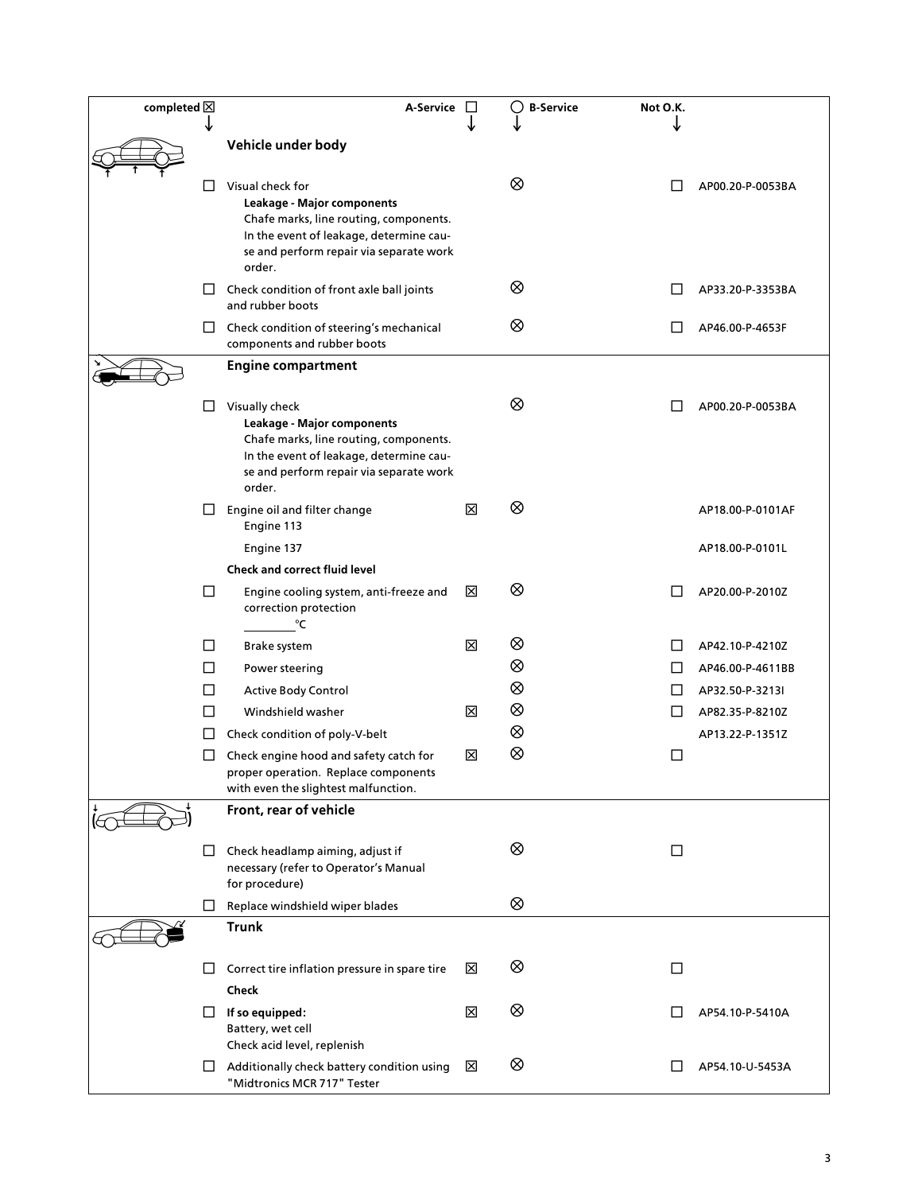| completed ☒ |  | A-Service ☐ | ◯ B-Service | Not O.K. |  |
|---|---|---|---|---|---|
|  | **Vehicle under body** |  |  |  |  |
| ☐ | Visual check for<br>**Leakage - Major components**<br>Chafe marks, line routing, components.<br>In the event of leakage, determine cause and perform repair via separate work order. |  | ⊗ | ☐ | AP00.20-P-0053BA |
| ☐ | Check condition of front axle ball joints and rubber boots |  | ⊗ | ☐ | AP33.20-P-3353BA |
| ☐ | Check condition of steering's mechanical components and rubber boots |  | ⊗ | ☐ | AP46.00-P-4653F |
|  | **Engine compartment** |  |  |  |  |
| ☐ | Visually check<br>**Leakage - Major components**<br>Chafe marks, line routing, components.<br>In the event of leakage, determine cause and perform repair via separate work order. |  | ⊗ | ☐ | AP00.20-P-0053BA |
| ☐ | Engine oil and filter change<br>Engine 113 | ☒ | ⊗ |  | AP18.00-P-0101AF |
|  | Engine 137 |  |  |  | AP18.00-P-0101L |
|  | **Check and correct fluid level** |  |  |  |  |
| ☐ | Engine cooling system, anti-freeze and correction protection<br>_________°C | ☒ | ⊗ | ☐ | AP20.00-P-2010Z |
| ☐ | Brake system | ☒ | ⊗ | ☐ | AP42.10-P-4210Z |
| ☐ | Power steering |  | ⊗ | ☐ | AP46.00-P-4611BB |
| ☐ | Active Body Control |  | ⊗ | ☐ | AP32.50-P-3213I |
| ☐ | Windshield washer | ☒ | ⊗ | ☐ | AP82.35-P-8210Z |
| ☐ | Check condition of poly-V-belt |  | ⊗ |  | AP13.22-P-1351Z |
| ☐ | Check engine hood and safety catch for proper operation. Replace components with even the slightest malfunction. | ☒ | ⊗ | ☐ |  |
|  | **Front, rear of vehicle** |  |  |  |  |
| ☐ | Check headlamp aiming, adjust if necessary (refer to Operator's Manual for procedure) |  | ⊗ | ☐ |  |
| ☐ | Replace windshield wiper blades |  | ⊗ |  |  |
|  | **Trunk** |  |  |  |  |
| ☐ | Correct tire inflation pressure in spare tire | ☒ | ⊗ | ☐ |  |
|  | **Check** |  |  |  |  |
| ☐ | **If so equipped:**<br>Battery, wet cell<br>Check acid level, replenish | ☒ | ⊗ | ☐ | AP54.10-P-5410A |
| ☐ | Additionally check battery condition using "Midtronics MCR 717" Tester | ☒ | ⊗ | ☐ | AP54.10-U-5453A |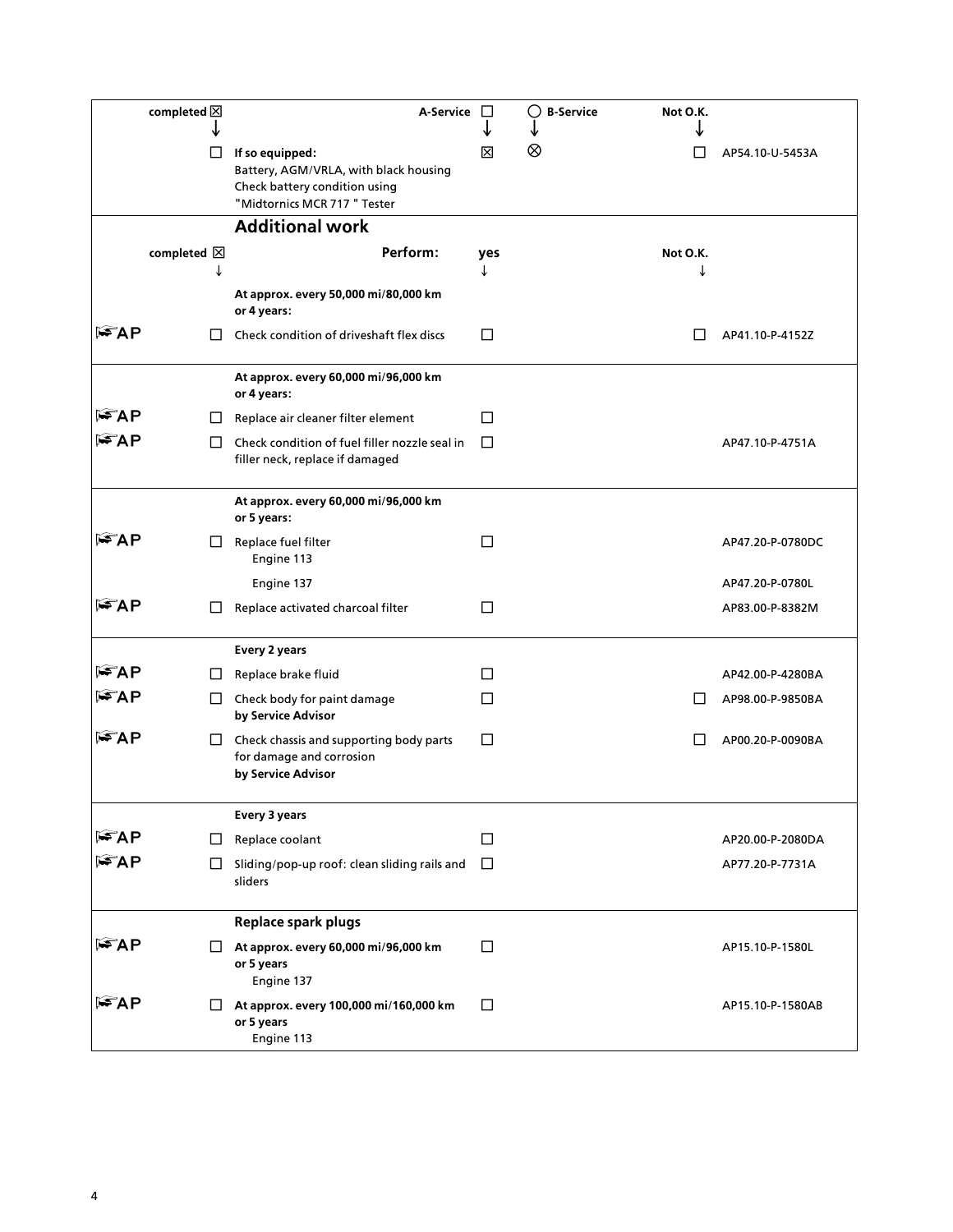| | completed ☒ ↓ | A-Service ☐ ↓ | ◯ B-Service ↓ | Not O.K. ↓ | |
|---|---|---|---|---|---|
| | ☐ | **If so equipped:** Battery, AGM/VRLA, with black housing Check battery condition using "Midtronics MCR 717 " Tester | ☒ | ⊗ | ☐ | AP54.10-U-5453A |

## Additional work

| | completed ☒ ↓ | Perform: | yes ↓ | Not O.K. ↓ | |
|---|---|---|---|---|---|
| | | **At approx. every 50,000 mi/80,000 km or 4 years:** | | | |
| ☞AP | ☐ | Check condition of driveshaft flex discs | ☐ | ☐ | AP41.10-P-4152Z |
| | | **At approx. every 60,000 mi/96,000 km or 4 years:** | | | |
| ☞AP | ☐ | Replace air cleaner filter element | ☐ | | |
| ☞AP | ☐ | Check condition of fuel filler nozzle seal in filler neck, replace if damaged | ☐ | | AP47.10-P-4751A |
| | | **At approx. every 60,000 mi/96,000 km or 5 years:** | | | |
| ☞AP | ☐ | Replace fuel filter<br>Engine 113 | ☐ | | AP47.20-P-0780DC |
| | | Engine 137 | | | AP47.20-P-0780L |
| ☞AP | ☐ | Replace activated charcoal filter | ☐ | | AP83.00-P-8382M |
| | | **Every 2 years** | | | |
| ☞AP | ☐ | Replace brake fluid | ☐ | | AP42.00-P-4280BA |
| ☞AP | ☐ | Check body for paint damage **by Service Advisor** | ☐ | ☐ | AP98.00-P-9850BA |
| ☞AP | ☐ | Check chassis and supporting body parts for damage and corrosion **by Service Advisor** | ☐ | ☐ | AP00.20-P-0090BA |
| | | **Every 3 years** | | | |
| ☞AP | ☐ | Replace coolant | ☐ | | AP20.00-P-2080DA |
| ☞AP | ☐ | Sliding/pop-up roof: clean sliding rails and sliders | ☐ | | AP77.20-P-7731A |
| | | **Replace spark plugs** | | | |
| ☞AP | ☐ | **At approx. every 60,000 mi/96,000 km or 5 years**<br>Engine 137 | ☐ | | AP15.10-P-1580L |
| ☞AP | ☐ | **At approx. every 100,000 mi/160,000 km or 5 years**<br>Engine 113 | ☐ | | AP15.10-P-1580AB |